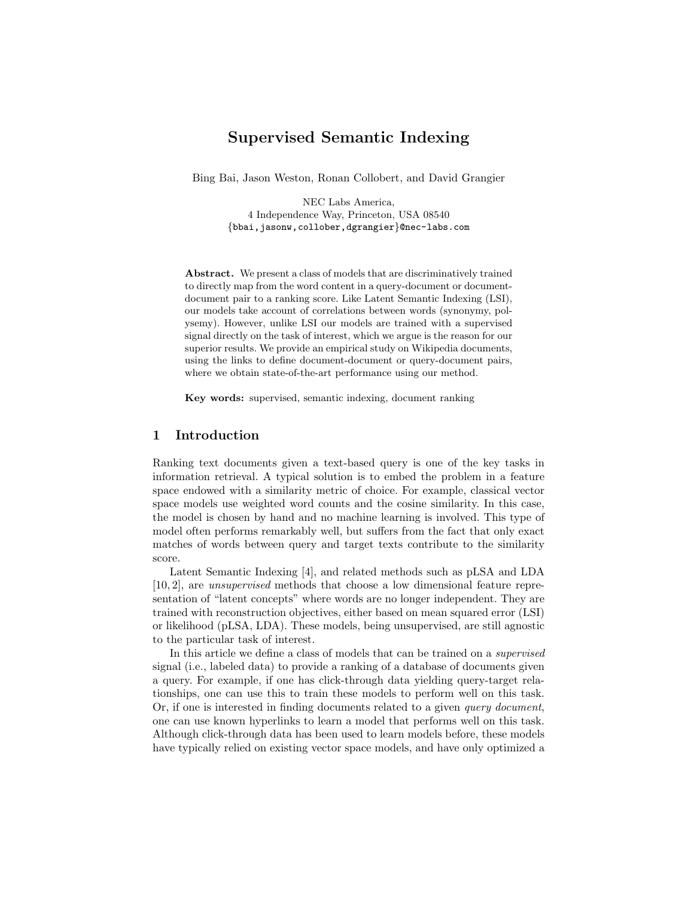# Supervised Semantic Indexing

Bing Bai, Jason Weston, Ronan Collobert, and David Grangier

NEC Labs America,
4 Independence Way, Princeton, USA 08540
{bbai,jasonw,collober,dgrangier}@nec-labs.com

**Abstract.** We present a class of models that are discriminatively trained to directly map from the word content in a query-document or document-document pair to a ranking score. Like Latent Semantic Indexing (LSI), our models take account of correlations between words (synonymy, polysemy). However, unlike LSI our models are trained with a supervised signal directly on the task of interest, which we argue is the reason for our superior results. We provide an empirical study on Wikipedia documents, using the links to define document-document or query-document pairs, where we obtain state-of-the-art performance using our method.

**Key words:** supervised, semantic indexing, document ranking

## 1 Introduction

Ranking text documents given a text-based query is one of the key tasks in information retrieval. A typical solution is to embed the problem in a feature space endowed with a similarity metric of choice. For example, classical vector space models use weighted word counts and the cosine similarity. In this case, the model is chosen by hand and no machine learning is involved. This type of model often performs remarkably well, but suffers from the fact that only exact matches of words between query and target texts contribute to the similarity score.

Latent Semantic Indexing [4], and related methods such as pLSA and LDA [10, 2], are *unsupervised* methods that choose a low dimensional feature representation of "latent concepts" where words are no longer independent. They are trained with reconstruction objectives, either based on mean squared error (LSI) or likelihood (pLSA, LDA). These models, being unsupervised, are still agnostic to the particular task of interest.

In this article we define a class of models that can be trained on a *supervised* signal (i.e., labeled data) to provide a ranking of a database of documents given a query. For example, if one has click-through data yielding query-target relationships, one can use this to train these models to perform well on this task. Or, if one is interested in finding documents related to a given *query document*, one can use known hyperlinks to learn a model that performs well on this task. Although click-through data has been used to learn models before, these models have typically relied on existing vector space models, and have only optimized a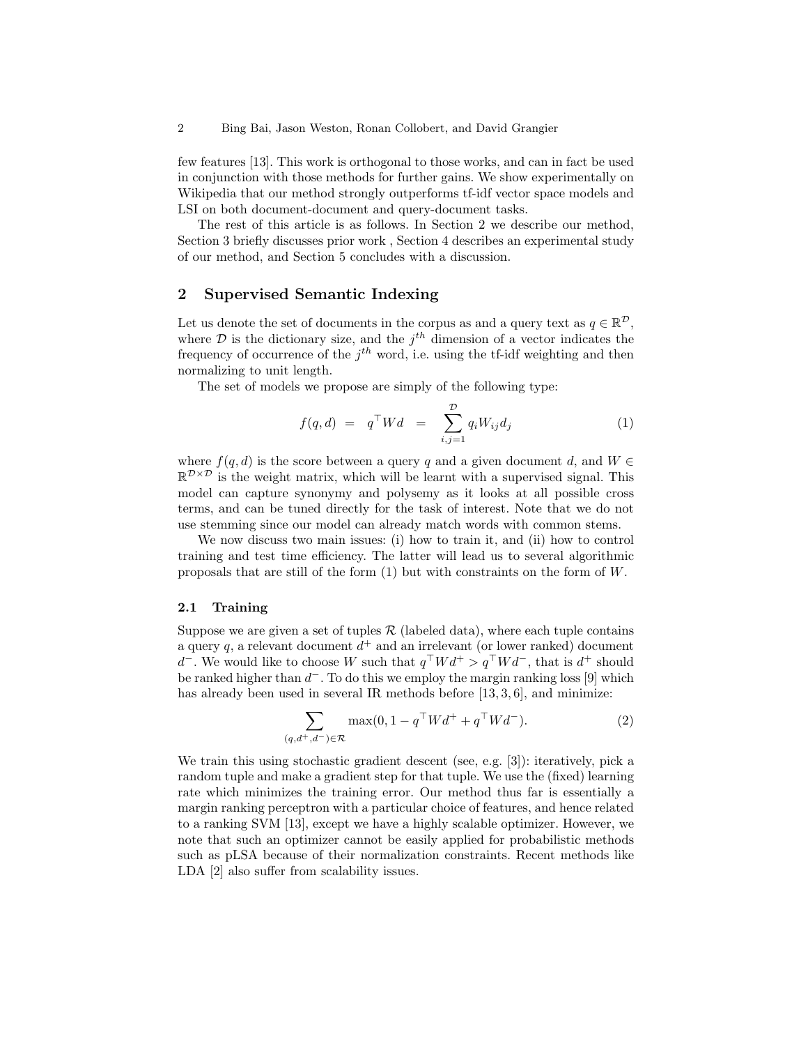few features [13]. This work is orthogonal to those works, and can in fact be used in conjunction with those methods for further gains. We show experimentally on Wikipedia that our method strongly outperforms tf-idf vector space models and LSI on both document-document and query-document tasks.

The rest of this article is as follows. In Section 2 we describe our method, Section 3 briefly discusses prior work , Section 4 describes an experimental study of our method, and Section 5 concludes with a discussion.

## 2 Supervised Semantic Indexing

Let us denote the set of documents in the corpus as and a query text as $q \in \mathbb{R}^{\mathcal{D}}$, where $\mathcal{D}$ is the dictionary size, and the $j^{th}$ dimension of a vector indicates the frequency of occurrence of the $j^{th}$ word, i.e. using the tf-idf weighting and then normalizing to unit length.

The set of models we propose are simply of the following type:

$$f(q, d) \;=\; q^\top W d \;=\; \sum_{i,j=1}^{\mathcal{D}} q_i W_{ij} d_j \qquad (1)$$

where $f(q, d)$ is the score between a query $q$ and a given document $d$, and $W \in \mathbb{R}^{\mathcal{D} \times \mathcal{D}}$ is the weight matrix, which will be learnt with a supervised signal. This model can capture synonymy and polysemy as it looks at all possible cross terms, and can be tuned directly for the task of interest. Note that we do not use stemming since our model can already match words with common stems.

We now discuss two main issues: (i) how to train it, and (ii) how to control training and test time efficiency. The latter will lead us to several algorithmic proposals that are still of the form (1) but with constraints on the form of $W$.

### 2.1 Training

Suppose we are given a set of tuples $\mathcal{R}$ (labeled data), where each tuple contains a query $q$, a relevant document $d^+$ and an irrelevant (or lower ranked) document $d^-$. We would like to choose $W$ such that $q^\top W d^+ > q^\top W d^-$, that is $d^+$ should be ranked higher than $d^-$. To do this we employ the margin ranking loss [9] which has already been used in several IR methods before [13, 3, 6], and minimize:

$$\sum_{(q,d^+,d^-) \in \mathcal{R}} \max(0, 1 - q^\top W d^+ + q^\top W d^-). \qquad (2)$$

We train this using stochastic gradient descent (see, e.g. [3]): iteratively, pick a random tuple and make a gradient step for that tuple. We use the (fixed) learning rate which minimizes the training error. Our method thus far is essentially a margin ranking perceptron with a particular choice of features, and hence related to a ranking SVM [13], except we have a highly scalable optimizer. However, we note that such an optimizer cannot be easily applied for probabilistic methods such as pLSA because of their normalization constraints. Recent methods like LDA [2] also suffer from scalability issues.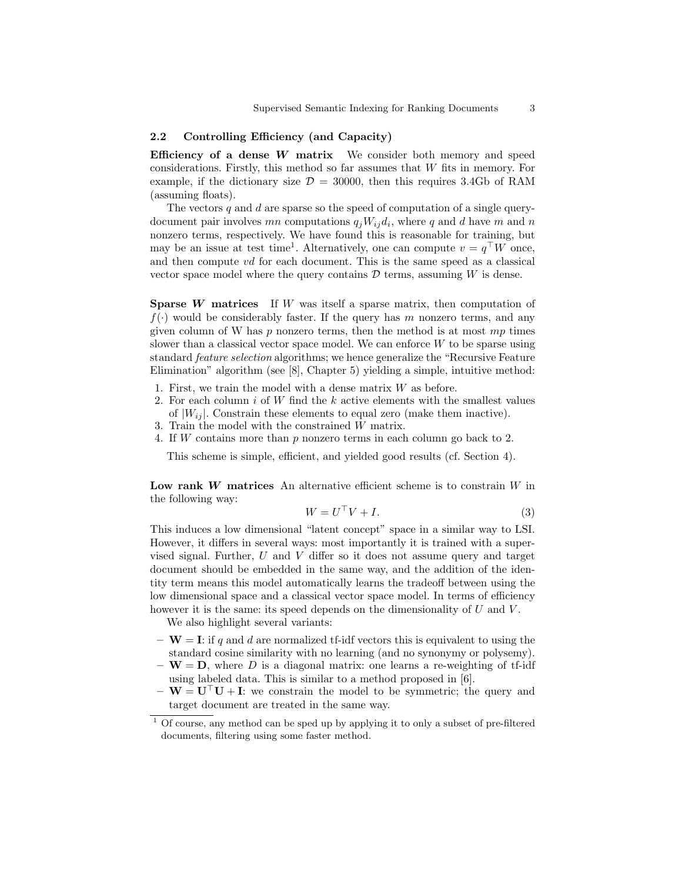### 2.2 Controlling Efficiency (and Capacity)

**Efficiency of a dense $W$ matrix** We consider both memory and speed considerations. Firstly, this method so far assumes that $W$ fits in memory. For example, if the dictionary size $\mathcal{D} = 30000$, then this requires 3.4Gb of RAM (assuming floats).

The vectors $q$ and $d$ are sparse so the speed of computation of a single query-document pair involves $mn$ computations $q_j W_{ij} d_i$, where $q$ and $d$ have $m$ and $n$ nonzero terms, respectively. We have found this is reasonable for training, but may be an issue at test time[1]. Alternatively, one can compute $v = q^\top W$ once, and then compute $vd$ for each document. This is the same speed as a classical vector space model where the query contains $\mathcal{D}$ terms, assuming $W$ is dense.

**Sparse $W$ matrices** If $W$ was itself a sparse matrix, then computation of $f(\cdot)$ would be considerably faster. If the query has $m$ nonzero terms, and any given column of W has $p$ nonzero terms, then the method is at most $mp$ times slower than a classical vector space model. We can enforce $W$ to be sparse using standard *feature selection* algorithms; we hence generalize the "Recursive Feature Elimination" algorithm (see [8], Chapter 5) yielding a simple, intuitive method:

1. First, we train the model with a dense matrix $W$ as before.
2. For each column $i$ of $W$ find the $k$ active elements with the smallest values of $|W_{ij}|$. Constrain these elements to equal zero (make them inactive).
3. Train the model with the constrained $W$ matrix.
4. If $W$ contains more than $p$ nonzero terms in each column go back to 2.

This scheme is simple, efficient, and yielded good results (cf. Section 4).

**Low rank $W$ matrices** An alternative efficient scheme is to constrain $W$ in the following way:

$$W = U^\top V + I. \tag{3}$$

This induces a low dimensional "latent concept" space in a similar way to LSI. However, it differs in several ways: most importantly it is trained with a supervised signal. Further, $U$ and $V$ differ so it does not assume query and target document should be embedded in the same way, and the addition of the identity term means this model automatically learns the tradeoff between using the low dimensional space and a classical vector space model. In terms of efficiency however it is the same: its speed depends on the dimensionality of $U$ and $V$.

We also highlight several variants:

- $\mathbf{W} = \mathbf{I}$: if $q$ and $d$ are normalized tf-idf vectors this is equivalent to using the standard cosine similarity with no learning (and no synonymy or polysemy).
- $\mathbf{W} = \mathbf{D}$, where $D$ is a diagonal matrix: one learns a re-weighting of tf-idf using labeled data. This is similar to a method proposed in [6].
- $\mathbf{W} = \mathbf{U}^\top \mathbf{U} + \mathbf{I}$: we constrain the model to be symmetric; the query and target document are treated in the same way.

[1] Of course, any method can be sped up by applying it to only a subset of pre-filtered documents, filtering using some faster method.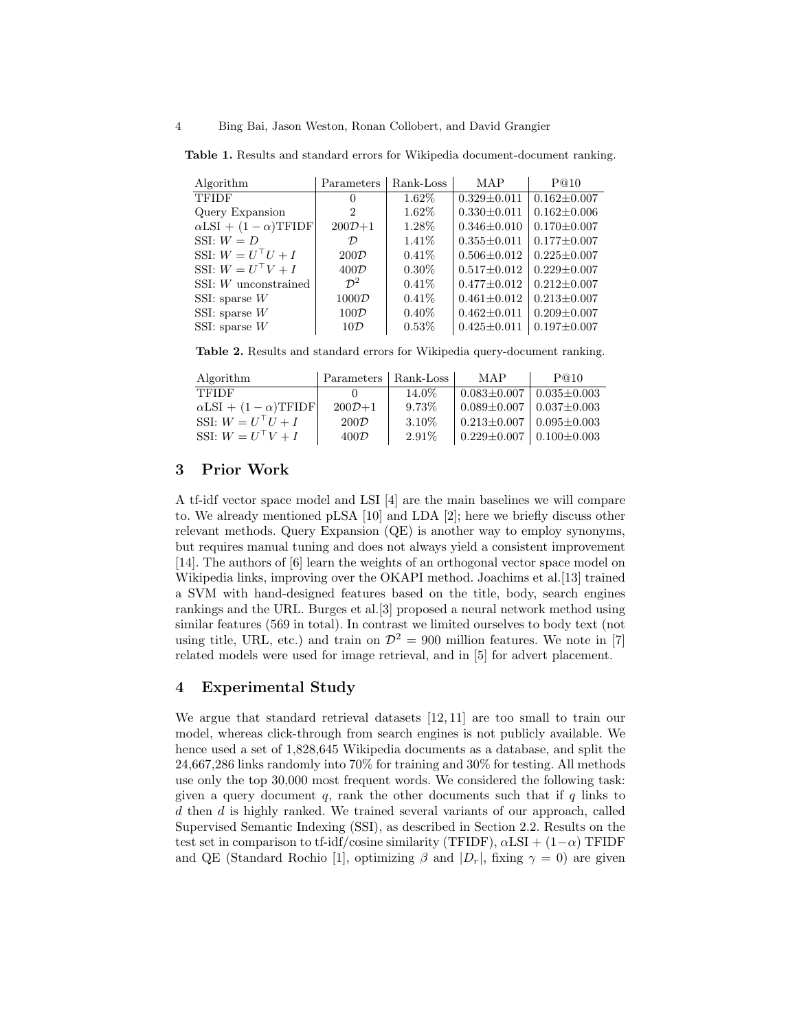**Table 1.** Results and standard errors for Wikipedia document-document ranking.

| Algorithm | Parameters | Rank-Loss | MAP | P@10 |
| --- | --- | --- | --- | --- |
| TFIDF | 0 | 1.62% | 0.329±0.011 | 0.162±0.007 |
| Query Expansion | 2 | 1.62% | 0.330±0.011 | 0.162±0.006 |
| $\alpha$LSI + $(1-\alpha)$TFIDF | $200\mathcal{D}$+1 | 1.28% | 0.346±0.010 | 0.170±0.007 |
| SSI: $W = D$ | $\mathcal{D}$ | 1.41% | 0.355±0.011 | 0.177±0.007 |
| SSI: $W = U^\top U + I$ | $200\mathcal{D}$ | 0.41% | 0.506±0.012 | 0.225±0.007 |
| SSI: $W = U^\top V + I$ | $400\mathcal{D}$ | 0.30% | 0.517±0.012 | 0.229±0.007 |
| SSI: $W$ unconstrained | $\mathcal{D}^2$ | 0.41% | 0.477±0.012 | 0.212±0.007 |
| SSI: sparse $W$ | $1000\mathcal{D}$ | 0.41% | 0.461±0.012 | 0.213±0.007 |
| SSI: sparse $W$ | $100\mathcal{D}$ | 0.40% | 0.462±0.012 | 0.209±0.007 |
| SSI: sparse $W$ | $10\mathcal{D}$ | 0.53% | 0.425±0.011 | 0.197±0.007 |

**Table 2.** Results and standard errors for Wikipedia query-document ranking.

| Algorithm | Parameters | Rank-Loss | MAP | P@10 |
| --- | --- | --- | --- | --- |
| TFIDF | 0 | 14.0% | 0.083±0.007 | 0.035±0.003 |
| $\alpha$LSI + $(1-\alpha)$TFIDF | $200\mathcal{D}$+1 | 9.73% | 0.089±0.007 | 0.037±0.003 |
| SSI: $W = U^\top U + I$ | $200\mathcal{D}$ | 3.10% | 0.213±0.007 | 0.095±0.003 |
| SSI: $W = U^\top V + I$ | $400\mathcal{D}$ | 2.91% | 0.229±0.007 | 0.100±0.003 |

## 3 Prior Work

A tf-idf vector space model and LSI [4] are the main baselines we will compare to. We already mentioned pLSA [10] and LDA [2]; here we briefly discuss other relevant methods. Query Expansion (QE) is another way to employ synonyms, but requires manual tuning and does not always yield a consistent improvement [14]. The authors of [6] learn the weights of an orthogonal vector space model on Wikipedia links, improving over the OKAPI method. Joachims et al.[13] trained a SVM with hand-designed features based on the title, body, search engines rankings and the URL. Burges et al.[3] proposed a neural network method using similar features (569 in total). In contrast we limited ourselves to body text (not using title, URL, etc.) and train on $\mathcal{D}^2 = 900$ million features. We note in [7] related models were used for image retrieval, and in [5] for advert placement.

## 4 Experimental Study

We argue that standard retrieval datasets [12, 11] are too small to train our model, whereas click-through from search engines is not publicly available. We hence used a set of 1,828,645 Wikipedia documents as a database, and split the 24,667,286 links randomly into 70% for training and 30% for testing. All methods use only the top 30,000 most frequent words. We considered the following task: given a query document $q$, rank the other documents such that if $q$ links to $d$ then $d$ is highly ranked. We trained several variants of our approach, called Supervised Semantic Indexing (SSI), as described in Section 2.2. Results on the test set in comparison to tf-idf/cosine similarity (TFIDF), $\alpha$LSI + $(1-\alpha)$ TFIDF and QE (Standard Rochio [1], optimizing $\beta$ and $|D_r|$, fixing $\gamma = 0$) are given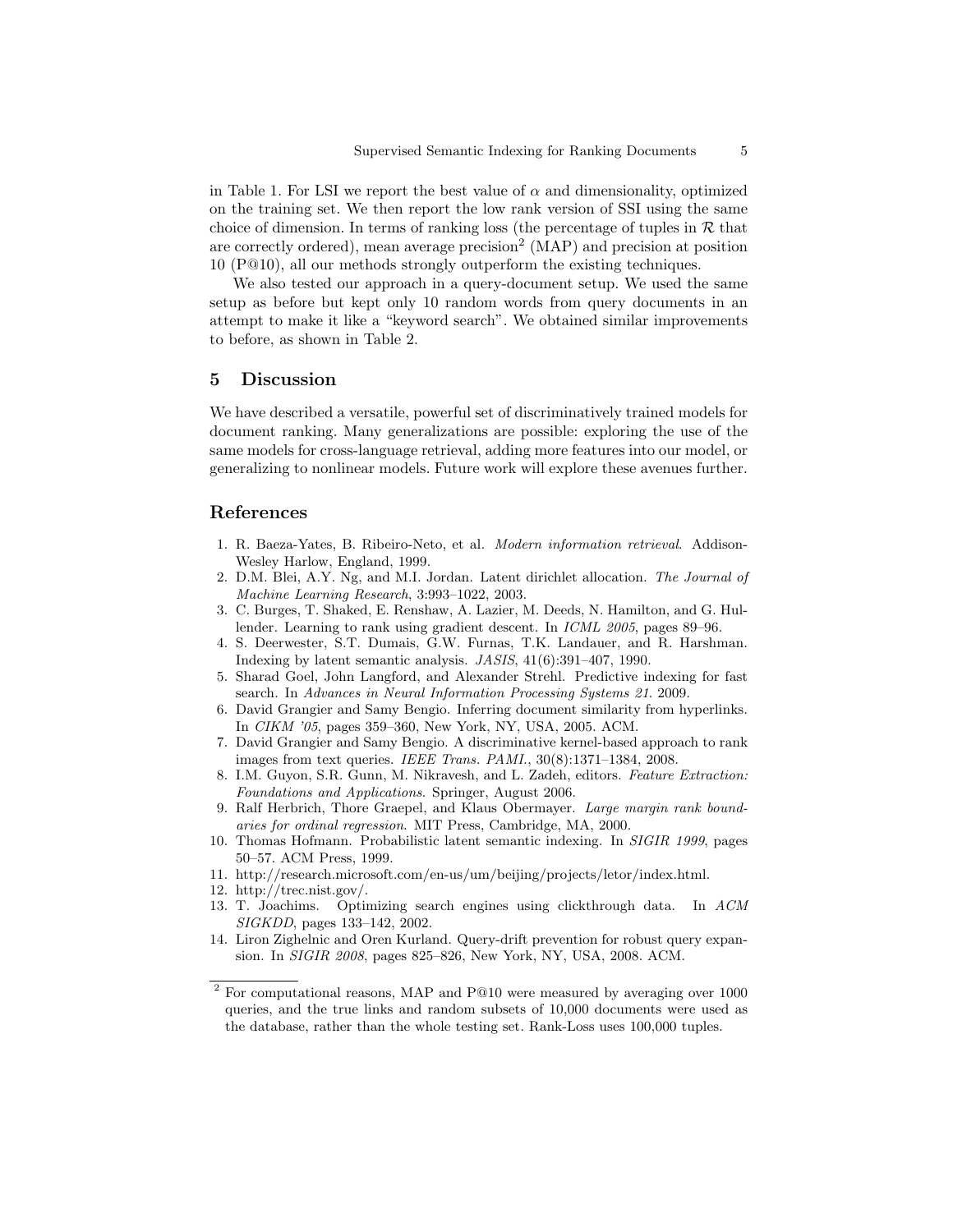in Table 1. For LSI we report the best value of $\alpha$ and dimensionality, optimized on the training set. We then report the low rank version of SSI using the same choice of dimension. In terms of ranking loss (the percentage of tuples in $\mathcal{R}$ that are correctly ordered), mean average precision[2] (MAP) and precision at position 10 (P@10), all our methods strongly outperform the existing techniques.

We also tested our approach in a query-document setup. We used the same setup as before but kept only 10 random words from query documents in an attempt to make it like a "keyword search". We obtained similar improvements to before, as shown in Table 2.

## 5 Discussion

We have described a versatile, powerful set of discriminatively trained models for document ranking. Many generalizations are possible: exploring the use of the same models for cross-language retrieval, adding more features into our model, or generalizing to nonlinear models. Future work will explore these avenues further.

## References

1. R. Baeza-Yates, B. Ribeiro-Neto, et al. *Modern information retrieval*. Addison-Wesley Harlow, England, 1999.
2. D.M. Blei, A.Y. Ng, and M.I. Jordan. Latent dirichlet allocation. *The Journal of Machine Learning Research*, 3:993–1022, 2003.
3. C. Burges, T. Shaked, E. Renshaw, A. Lazier, M. Deeds, N. Hamilton, and G. Hullender. Learning to rank using gradient descent. In *ICML 2005*, pages 89–96.
4. S. Deerwester, S.T. Dumais, G.W. Furnas, T.K. Landauer, and R. Harshman. Indexing by latent semantic analysis. *JASIS*, 41(6):391–407, 1990.
5. Sharad Goel, John Langford, and Alexander Strehl. Predictive indexing for fast search. In *Advances in Neural Information Processing Systems 21*. 2009.
6. David Grangier and Samy Bengio. Inferring document similarity from hyperlinks. In *CIKM '05*, pages 359–360, New York, NY, USA, 2005. ACM.
7. David Grangier and Samy Bengio. A discriminative kernel-based approach to rank images from text queries. *IEEE Trans. PAMI.*, 30(8):1371–1384, 2008.
8. I.M. Guyon, S.R. Gunn, M. Nikravesh, and L. Zadeh, editors. *Feature Extraction: Foundations and Applications*. Springer, August 2006.
9. Ralf Herbrich, Thore Graepel, and Klaus Obermayer. *Large margin rank boundaries for ordinal regression*. MIT Press, Cambridge, MA, 2000.
10. Thomas Hofmann. Probabilistic latent semantic indexing. In *SIGIR 1999*, pages 50–57. ACM Press, 1999.
11. http://research.microsoft.com/en-us/um/beijing/projects/letor/index.html.
12. http://trec.nist.gov/.
13. T. Joachims. Optimizing search engines using clickthrough data. In *ACM SIGKDD*, pages 133–142, 2002.
14. Liron Zighelnic and Oren Kurland. Query-drift prevention for robust query expansion. In *SIGIR 2008*, pages 825–826, New York, NY, USA, 2008. ACM.

[2] For computational reasons, MAP and P@10 were measured by averaging over 1000 queries, and the true links and random subsets of 10,000 documents were used as the database, rather than the whole testing set. Rank-Loss uses 100,000 tuples.